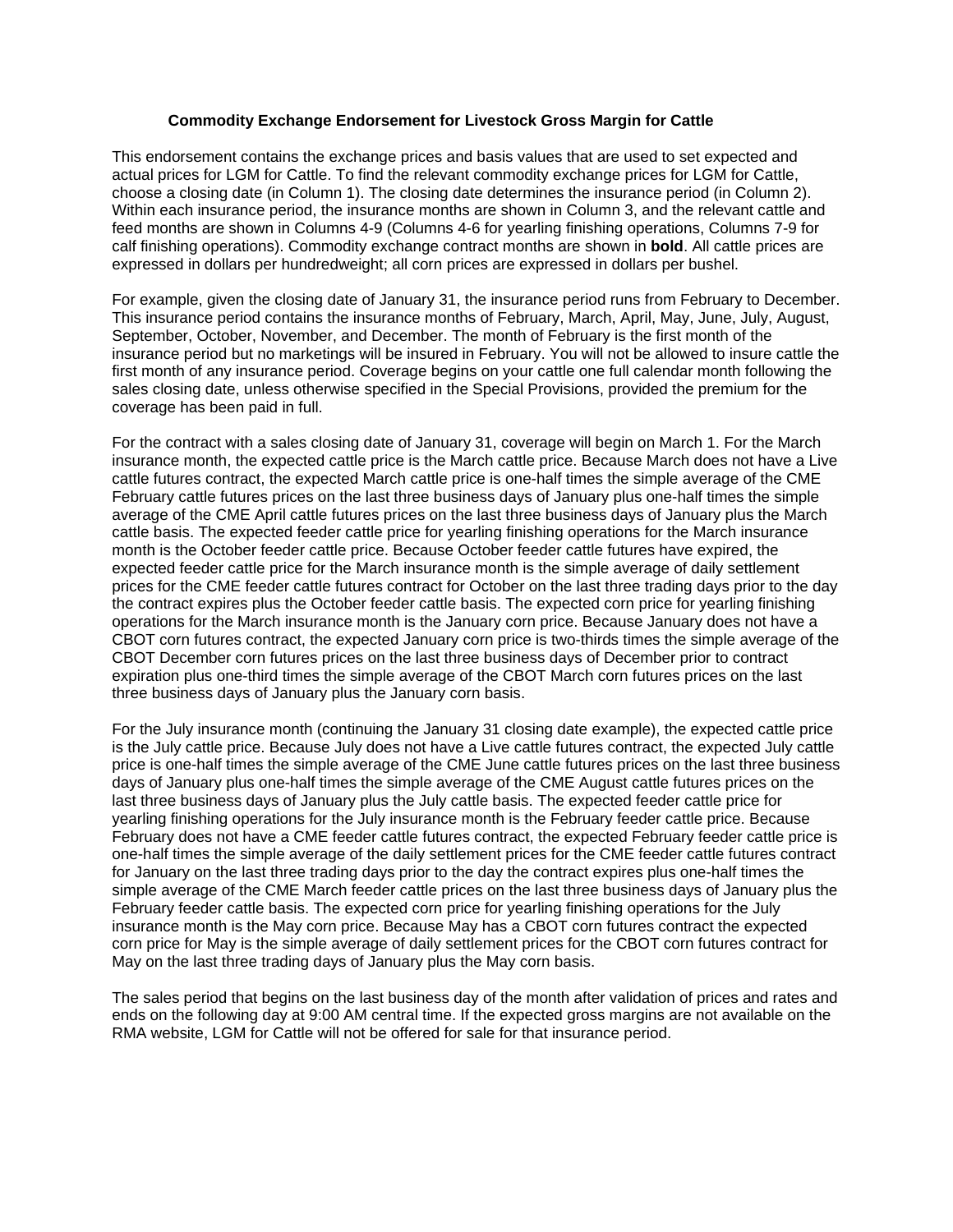# Commodity Exchange Endorsement for Livestock Gross Margin for Cattle

This endorsement contains the exchange prices and basis values that are used to set expected and actual prices for LGM for Cattle. To find the relevant commodity exchange prices for LGM for Cattle, choose a closing date (in Column 1). The closing date determines the insurance period (in Column 2). Within each insurance period, the insurance months are shown in Column 3, and the relevant cattle and feed months are shown in Columns 4-9 (Columns 4-6 for yearling finishing operations, Columns 7-9 for calf finishing operations). Commodity exchange contract months are shown in **bold**. All cattle prices are expressed in dollars per hundredweight; all corn prices are expressed in dollars per bushel.

For example, given the closing date of January 31, the insurance period runs from February to December. This insurance period contains the insurance months of February, March, April, May, June, July, August, September, October, November, and December. The month of February is the first month of the insurance period but no marketings will be insured in February. You will not be allowed to insure cattle the first month of any insurance period. Coverage begins on your cattle one full calendar month following the sales closing date, unless otherwise specified in the Special Provisions, provided the premium for the coverage has been paid in full.

For the contract with a sales closing date of January 31, coverage will begin on March 1. For the March insurance month, the expected cattle price is the March cattle price. Because March does not have a Live cattle futures contract, the expected March cattle price is one-half times the simple average of the CME February cattle futures prices on the last three business days of January plus one-half times the simple average of the CME April cattle futures prices on the last three business days of January plus the March cattle basis. The expected feeder cattle price for yearling finishing operations for the March insurance month is the October feeder cattle price. Because October feeder cattle futures have expired, the expected feeder cattle price for the March insurance month is the simple average of daily settlement prices for the CME feeder cattle futures contract for October on the last three trading days prior to the day the contract expires plus the October feeder cattle basis. The expected corn price for yearling finishing operations for the March insurance month is the January corn price. Because January does not have a CBOT corn futures contract, the expected January corn price is two-thirds times the simple average of the CBOT December corn futures prices on the last three business days of December prior to contract expiration plus one-third times the simple average of the CBOT March corn futures prices on the last three business days of January plus the January corn basis.

For the July insurance month (continuing the January 31 closing date example), the expected cattle price is the July cattle price. Because July does not have a Live cattle futures contract, the expected July cattle price is one-half times the simple average of the CME June cattle futures prices on the last three business days of January plus one-half times the simple average of the CME August cattle futures prices on the last three business days of January plus the July cattle basis. The expected feeder cattle price for yearling finishing operations for the July insurance month is the February feeder cattle price. Because February does not have a CME feeder cattle futures contract, the expected February feeder cattle price is one-half times the simple average of the daily settlement prices for the CME feeder cattle futures contract for January on the last three trading days prior to the day the contract expires plus one-half times the simple average of the CME March feeder cattle prices on the last three business days of January plus the February feeder cattle basis. The expected corn price for yearling finishing operations for the July insurance month is the May corn price. Because May has a CBOT corn futures contract the expected corn price for May is the simple average of daily settlement prices for the CBOT corn futures contract for May on the last three trading days of January plus the May corn basis.

The sales period that begins on the last business day of the month after validation of prices and rates and ends on the following day at 9:00 AM central time. If the expected gross margins are not available on the RMA website, LGM for Cattle will not be offered for sale for that insurance period.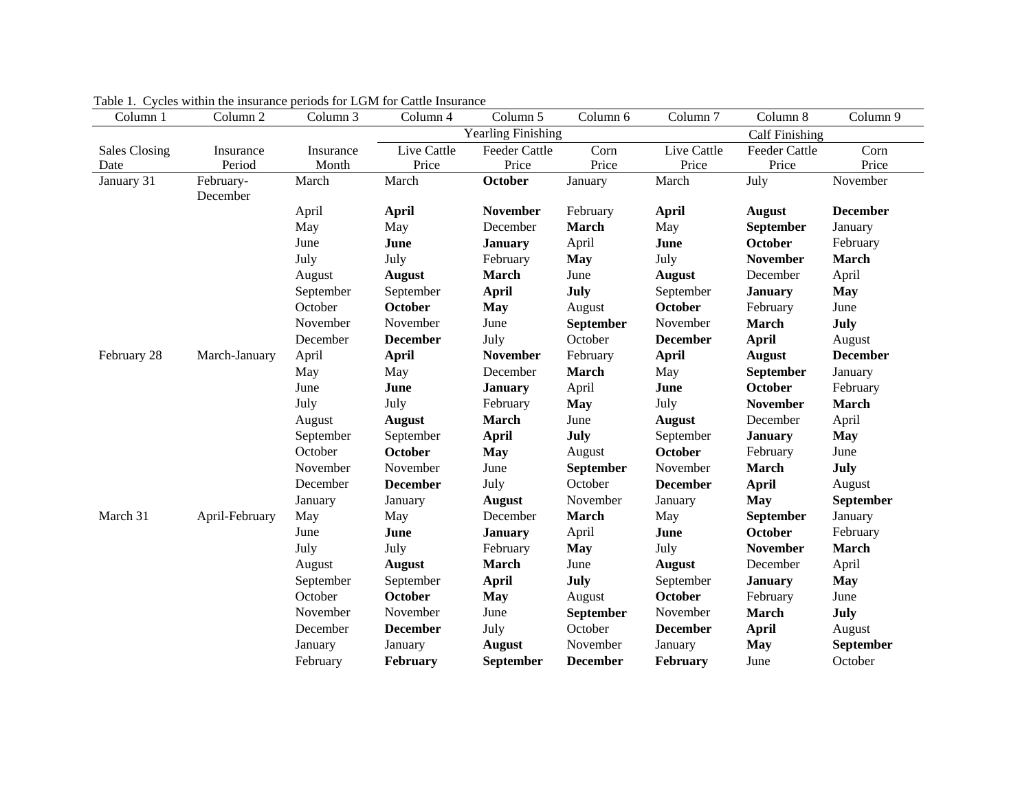Table 1. Cycles within the insurance periods for LGM for Cattle Insurance

| Column 1 | Column 2 | Column 3 | Column 4 | Column 5 | Column 6 | Column 7 | Column 8 | Column 9 |
|---|---|---|---|---|---|---|---|---|
| | | | Yearling Finishing | | | Calf Finishing | | |
| Sales Closing Date | Insurance Period | Insurance Month | Live Cattle Price | Feeder Cattle Price | Corn Price | Live Cattle Price | Feeder Cattle Price | Corn Price |
| January 31 | February-December | March | March | **October** | January | March | July | November |
| | | April | **April** | **November** | February | **April** | **August** | **December** |
| | | May | May | December | **March** | May | **September** | January |
| | | June | **June** | **January** | April | **June** | **October** | February |
| | | July | July | February | **May** | July | **November** | **March** |
| | | August | **August** | **March** | June | **August** | December | April |
| | | September | September | **April** | **July** | September | **January** | **May** |
| | | October | **October** | **May** | August | **October** | February | June |
| | | November | November | June | **September** | November | **March** | **July** |
| | | December | **December** | July | October | **December** | **April** | August |
| February 28 | March-January | April | **April** | **November** | February | **April** | **August** | **December** |
| | | May | May | December | **March** | May | **September** | January |
| | | June | **June** | **January** | April | **June** | **October** | February |
| | | July | July | February | **May** | July | **November** | **March** |
| | | August | **August** | **March** | June | **August** | December | April |
| | | September | September | **April** | **July** | September | **January** | **May** |
| | | October | **October** | **May** | August | **October** | February | June |
| | | November | November | June | **September** | November | **March** | **July** |
| | | December | **December** | July | October | **December** | **April** | August |
| | | January | January | **August** | November | January | **May** | **September** |
| March 31 | April-February | May | May | December | **March** | May | **September** | January |
| | | June | **June** | **January** | April | **June** | **October** | February |
| | | July | July | February | **May** | July | **November** | **March** |
| | | August | **August** | **March** | June | **August** | December | April |
| | | September | September | **April** | **July** | September | **January** | **May** |
| | | October | **October** | **May** | August | **October** | February | June |
| | | November | November | June | **September** | November | **March** | **July** |
| | | December | **December** | July | October | **December** | **April** | August |
| | | January | January | **August** | November | January | **May** | **September** |
| | | February | **February** | **September** | **December** | **February** | June | October |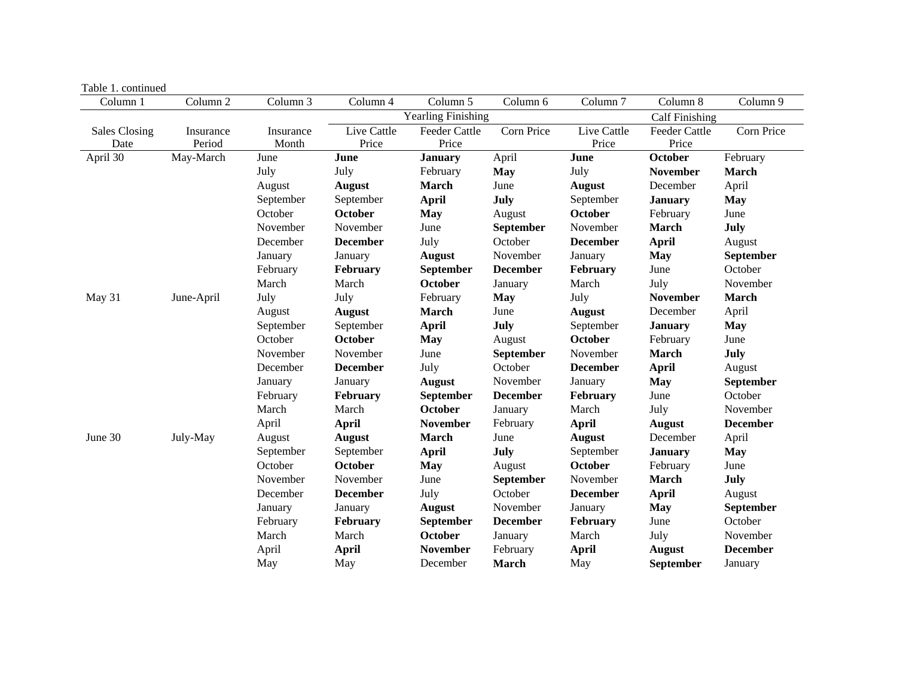Table 1. continued

| Column 1 | Column 2 | Column 3 | Column 4 | Column 5 | Column 6 | Column 7 | Column 8 | Column 9 |
|---|---|---|---|---|---|---|---|---|
| | | | Yearling Finishing | | | Calf Finishing | | |
| Sales Closing Date | Insurance Period | Insurance Month | Live Cattle Price | Feeder Cattle Price | Corn Price | Live Cattle Price | Feeder Cattle Price | Corn Price |
| April 30 | May-March | June | **June** | **January** | April | **June** | **October** | February |
| | | July | July | February | **May** | July | **November** | **March** |
| | | August | **August** | **March** | June | **August** | December | April |
| | | September | September | **April** | **July** | September | **January** | **May** |
| | | October | **October** | **May** | August | **October** | February | June |
| | | November | November | June | **September** | November | **March** | **July** |
| | | December | **December** | July | October | **December** | **April** | August |
| | | January | January | **August** | November | January | **May** | **September** |
| | | February | **February** | **September** | **December** | **February** | June | October |
| | | March | March | **October** | January | March | July | November |
| May 31 | June-April | July | July | February | **May** | July | **November** | **March** |
| | | August | **August** | **March** | June | **August** | December | April |
| | | September | September | **April** | **July** | September | **January** | **May** |
| | | October | **October** | **May** | August | **October** | February | June |
| | | November | November | June | **September** | November | **March** | **July** |
| | | December | **December** | July | October | **December** | **April** | August |
| | | January | January | **August** | November | January | **May** | **September** |
| | | February | **February** | **September** | **December** | **February** | June | October |
| | | March | March | **October** | January | March | July | November |
| | | April | **April** | **November** | February | **April** | **August** | **December** |
| June 30 | July-May | August | **August** | **March** | June | **August** | December | April |
| | | September | September | **April** | **July** | September | **January** | **May** |
| | | October | **October** | **May** | August | **October** | February | June |
| | | November | November | June | **September** | November | **March** | **July** |
| | | December | **December** | July | October | **December** | **April** | August |
| | | January | January | **August** | November | January | **May** | **September** |
| | | February | **February** | **September** | **December** | **February** | June | October |
| | | March | March | **October** | January | March | July | November |
| | | April | **April** | **November** | February | **April** | **August** | **December** |
| | | May | May | December | **March** | May | **September** | January |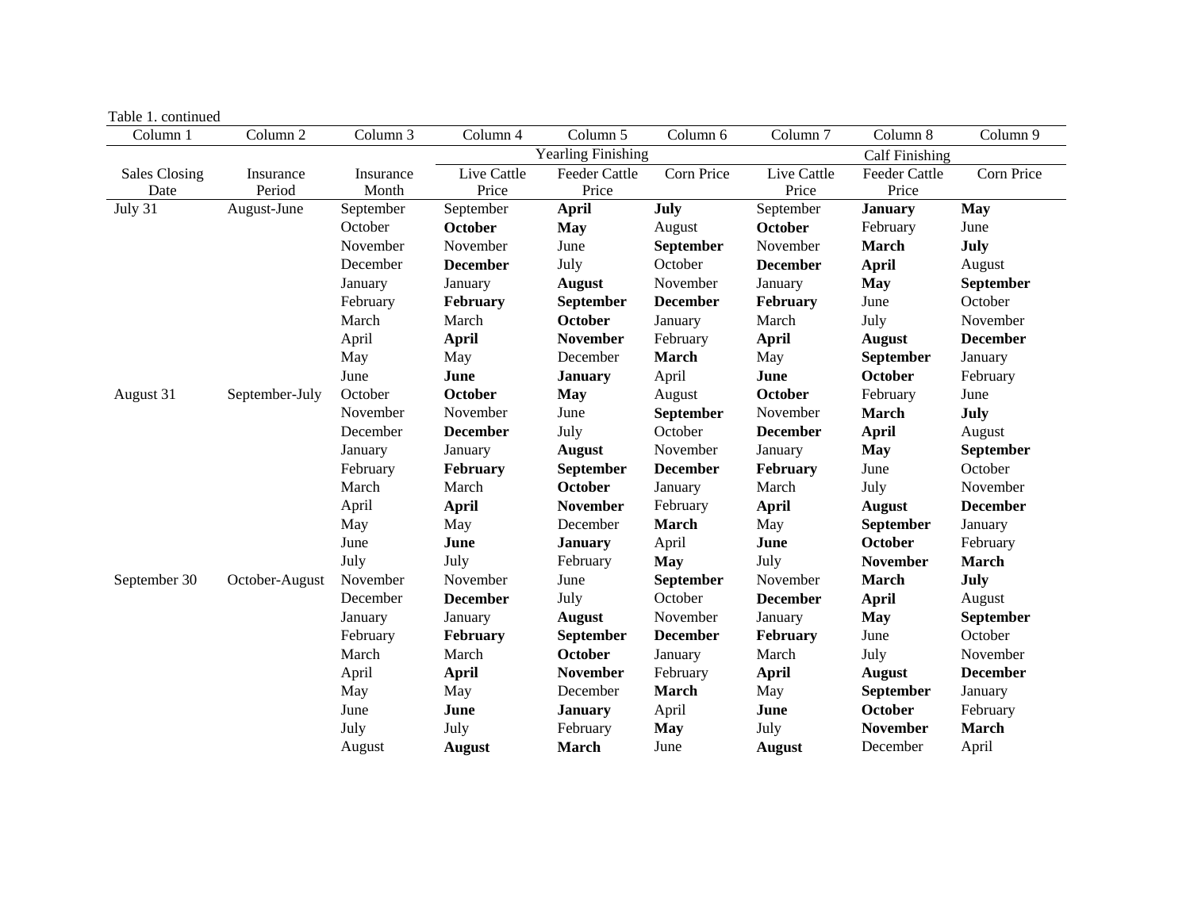Table 1. continued

| Column 1 | Column 2 | Column 3 | Column 4 | Column 5 | Column 6 | Column 7 | Column 8 | Column 9 |
|---|---|---|---|---|---|---|---|---|
| | | | Yearling Finishing | | | Calf Finishing | | |
| Sales Closing Date | Insurance Period | Insurance Month | Live Cattle Price | Feeder Cattle Price | Corn Price | Live Cattle Price | Feeder Cattle Price | Corn Price |
| July 31 | August-June | September | September | **April** | **July** | September | **January** | **May** |
| | | October | **October** | **May** | August | **October** | February | June |
| | | November | November | June | **September** | November | **March** | **July** |
| | | December | **December** | July | October | **December** | **April** | August |
| | | January | January | **August** | November | January | **May** | **September** |
| | | February | **February** | **September** | **December** | **February** | June | October |
| | | March | March | **October** | January | March | July | November |
| | | April | **April** | **November** | February | **April** | **August** | **December** |
| | | May | May | December | **March** | May | **September** | January |
| | | June | **June** | **January** | April | **June** | **October** | February |
| August 31 | September-July | October | **October** | **May** | August | **October** | February | June |
| | | November | November | June | **September** | November | **March** | **July** |
| | | December | **December** | July | October | **December** | **April** | August |
| | | January | January | **August** | November | January | **May** | **September** |
| | | February | **February** | **September** | **December** | **February** | June | October |
| | | March | March | **October** | January | March | July | November |
| | | April | **April** | **November** | February | **April** | **August** | **December** |
| | | May | May | December | **March** | May | **September** | January |
| | | June | **June** | **January** | April | **June** | **October** | February |
| | | July | July | February | **May** | July | **November** | **March** |
| September 30 | October-August | November | November | June | **September** | November | **March** | **July** |
| | | December | **December** | July | October | **December** | **April** | August |
| | | January | January | **August** | November | January | **May** | **September** |
| | | February | **February** | **September** | **December** | **February** | June | October |
| | | March | March | **October** | January | March | July | November |
| | | April | **April** | **November** | February | **April** | **August** | **December** |
| | | May | May | December | **March** | May | **September** | January |
| | | June | **June** | **January** | April | **June** | **October** | February |
| | | July | July | February | **May** | July | **November** | **March** |
| | | August | **August** | **March** | June | **August** | December | April |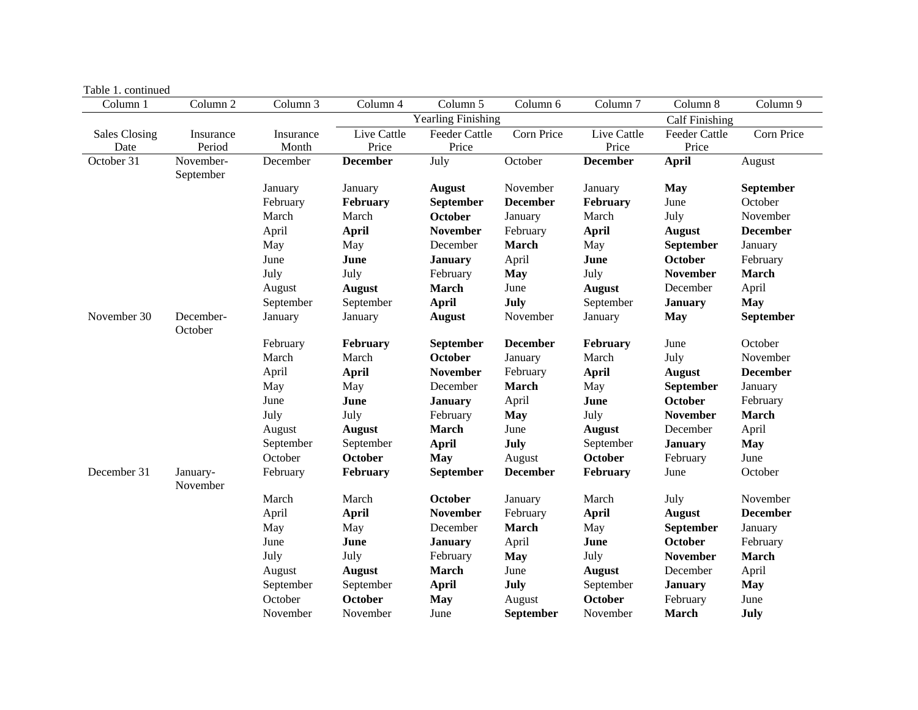Table 1. continued

| Column 1 | Column 2 | Column 3 | Column 4 | Column 5 | Column 6 | Column 7 | Column 8 | Column 9 |
|---|---|---|---|---|---|---|---|---|
| | | | Yearling Finishing | | | Calf Finishing | | |
| Sales Closing Date | Insurance Period | Insurance Month | Live Cattle Price | Feeder Cattle Price | Corn Price | Live Cattle Price | Feeder Cattle Price | Corn Price |
| October 31 | November-September | December | **December** | July | October | **December** | **April** | August |
| | | January | January | **August** | November | January | **May** | **September** |
| | | February | **February** | **September** | **December** | **February** | June | October |
| | | March | March | **October** | January | March | July | November |
| | | April | **April** | **November** | February | **April** | **August** | **December** |
| | | May | May | December | **March** | May | **September** | January |
| | | June | **June** | **January** | April | **June** | **October** | February |
| | | July | July | February | **May** | July | **November** | **March** |
| | | August | **August** | **March** | June | **August** | December | April |
| | | September | September | **April** | **July** | September | **January** | **May** |
| November 30 | December-October | January | January | **August** | November | January | **May** | **September** |
| | | February | **February** | **September** | **December** | **February** | June | October |
| | | March | March | **October** | January | March | July | November |
| | | April | **April** | **November** | February | **April** | **August** | **December** |
| | | May | May | December | **March** | May | **September** | January |
| | | June | **June** | **January** | April | **June** | **October** | February |
| | | July | July | February | **May** | July | **November** | **March** |
| | | August | **August** | **March** | June | **August** | December | April |
| | | September | September | **April** | **July** | September | **January** | **May** |
| | | October | **October** | **May** | August | **October** | February | June |
| December 31 | January-November | February | **February** | **September** | **December** | **February** | June | October |
| | | March | March | **October** | January | March | July | November |
| | | April | **April** | **November** | February | **April** | **August** | **December** |
| | | May | May | December | **March** | May | **September** | January |
| | | June | **June** | **January** | April | **June** | **October** | February |
| | | July | July | February | **May** | July | **November** | **March** |
| | | August | **August** | **March** | June | **August** | December | April |
| | | September | September | **April** | **July** | September | **January** | **May** |
| | | October | **October** | **May** | August | **October** | February | June |
| | | November | November | June | **September** | November | **March** | **July** |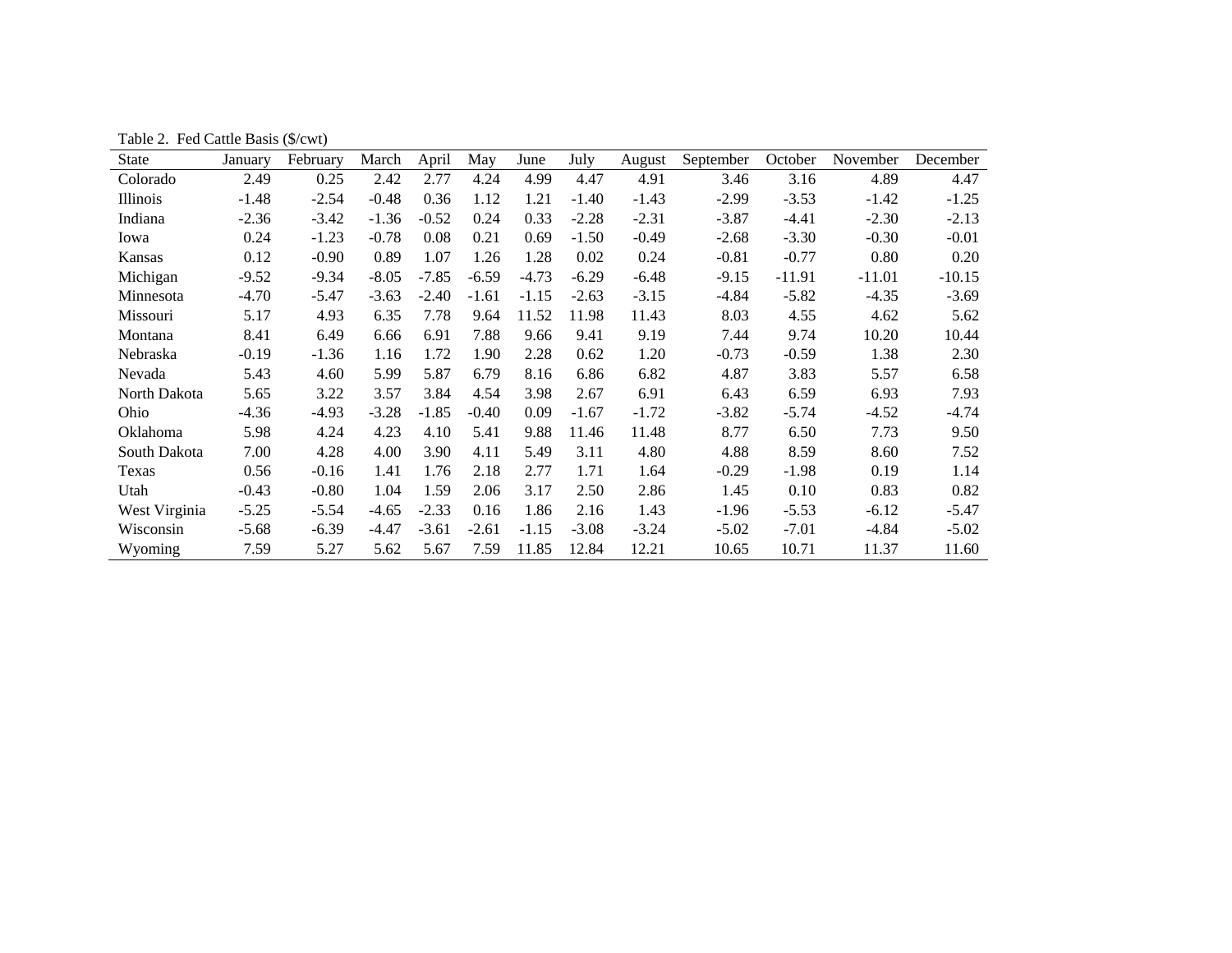Table 2. Fed Cattle Basis ($/cwt)

| State | January | February | March | April | May | June | July | August | September | October | November | December |
|---|---|---|---|---|---|---|---|---|---|---|---|---|
| Colorado | 2.49 | 0.25 | 2.42 | 2.77 | 4.24 | 4.99 | 4.47 | 4.91 | 3.46 | 3.16 | 4.89 | 4.47 |
| Illinois | -1.48 | -2.54 | -0.48 | 0.36 | 1.12 | 1.21 | -1.40 | -1.43 | -2.99 | -3.53 | -1.42 | -1.25 |
| Indiana | -2.36 | -3.42 | -1.36 | -0.52 | 0.24 | 0.33 | -2.28 | -2.31 | -3.87 | -4.41 | -2.30 | -2.13 |
| Iowa | 0.24 | -1.23 | -0.78 | 0.08 | 0.21 | 0.69 | -1.50 | -0.49 | -2.68 | -3.30 | -0.30 | -0.01 |
| Kansas | 0.12 | -0.90 | 0.89 | 1.07 | 1.26 | 1.28 | 0.02 | 0.24 | -0.81 | -0.77 | 0.80 | 0.20 |
| Michigan | -9.52 | -9.34 | -8.05 | -7.85 | -6.59 | -4.73 | -6.29 | -6.48 | -9.15 | -11.91 | -11.01 | -10.15 |
| Minnesota | -4.70 | -5.47 | -3.63 | -2.40 | -1.61 | -1.15 | -2.63 | -3.15 | -4.84 | -5.82 | -4.35 | -3.69 |
| Missouri | 5.17 | 4.93 | 6.35 | 7.78 | 9.64 | 11.52 | 11.98 | 11.43 | 8.03 | 4.55 | 4.62 | 5.62 |
| Montana | 8.41 | 6.49 | 6.66 | 6.91 | 7.88 | 9.66 | 9.41 | 9.19 | 7.44 | 9.74 | 10.20 | 10.44 |
| Nebraska | -0.19 | -1.36 | 1.16 | 1.72 | 1.90 | 2.28 | 0.62 | 1.20 | -0.73 | -0.59 | 1.38 | 2.30 |
| Nevada | 5.43 | 4.60 | 5.99 | 5.87 | 6.79 | 8.16 | 6.86 | 6.82 | 4.87 | 3.83 | 5.57 | 6.58 |
| North Dakota | 5.65 | 3.22 | 3.57 | 3.84 | 4.54 | 3.98 | 2.67 | 6.91 | 6.43 | 6.59 | 6.93 | 7.93 |
| Ohio | -4.36 | -4.93 | -3.28 | -1.85 | -0.40 | 0.09 | -1.67 | -1.72 | -3.82 | -5.74 | -4.52 | -4.74 |
| Oklahoma | 5.98 | 4.24 | 4.23 | 4.10 | 5.41 | 9.88 | 11.46 | 11.48 | 8.77 | 6.50 | 7.73 | 9.50 |
| South Dakota | 7.00 | 4.28 | 4.00 | 3.90 | 4.11 | 5.49 | 3.11 | 4.80 | 4.88 | 8.59 | 8.60 | 7.52 |
| Texas | 0.56 | -0.16 | 1.41 | 1.76 | 2.18 | 2.77 | 1.71 | 1.64 | -0.29 | -1.98 | 0.19 | 1.14 |
| Utah | -0.43 | -0.80 | 1.04 | 1.59 | 2.06 | 3.17 | 2.50 | 2.86 | 1.45 | 0.10 | 0.83 | 0.82 |
| West Virginia | -5.25 | -5.54 | -4.65 | -2.33 | 0.16 | 1.86 | 2.16 | 1.43 | -1.96 | -5.53 | -6.12 | -5.47 |
| Wisconsin | -5.68 | -6.39 | -4.47 | -3.61 | -2.61 | -1.15 | -3.08 | -3.24 | -5.02 | -7.01 | -4.84 | -5.02 |
| Wyoming | 7.59 | 5.27 | 5.62 | 5.67 | 7.59 | 11.85 | 12.84 | 12.21 | 10.65 | 10.71 | 11.37 | 11.60 |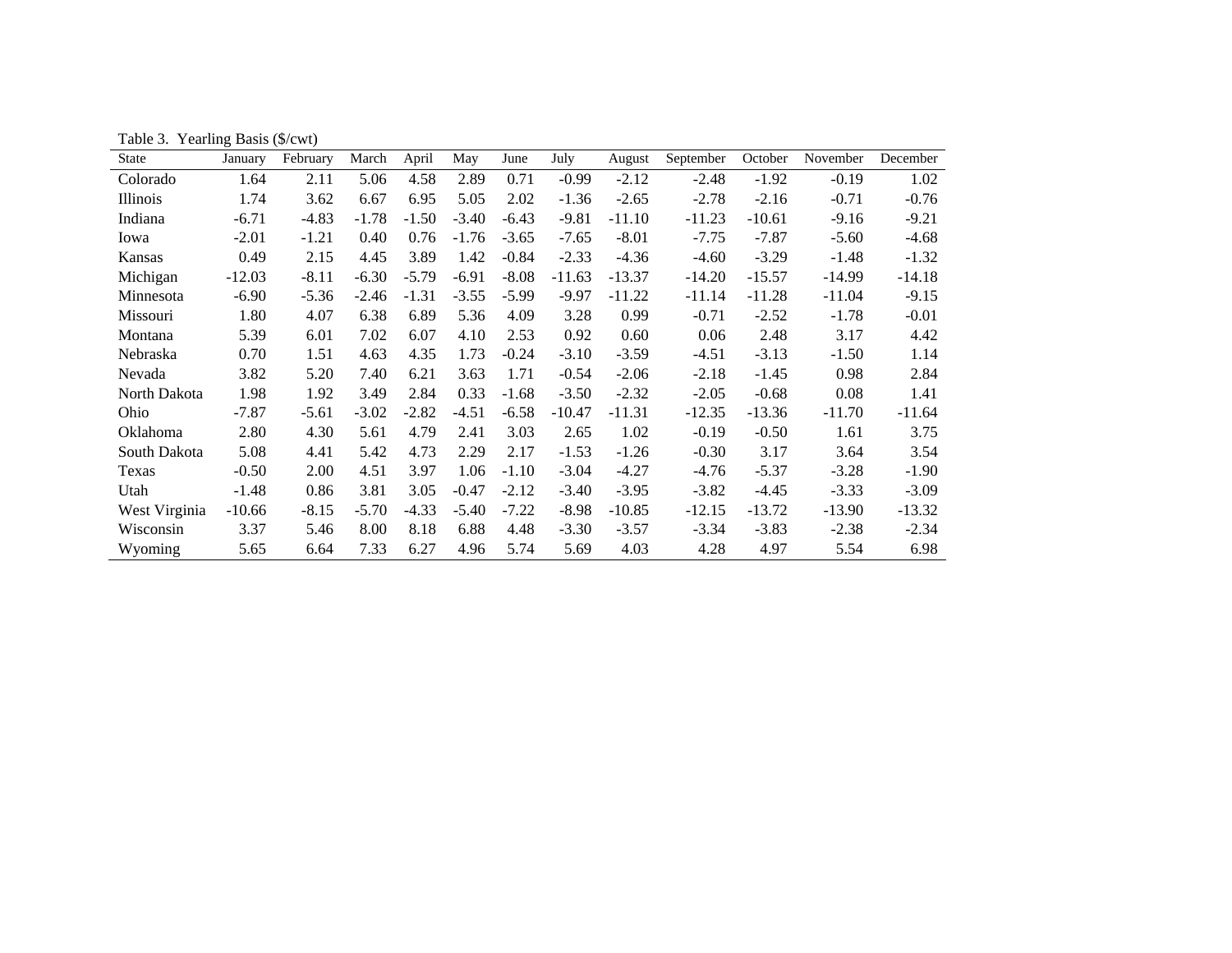Table 3. Yearling Basis ($/cwt)

| State | January | February | March | April | May | June | July | August | September | October | November | December |
|---|---|---|---|---|---|---|---|---|---|---|---|---|
| Colorado | 1.64 | 2.11 | 5.06 | 4.58 | 2.89 | 0.71 | -0.99 | -2.12 | -2.48 | -1.92 | -0.19 | 1.02 |
| Illinois | 1.74 | 3.62 | 6.67 | 6.95 | 5.05 | 2.02 | -1.36 | -2.65 | -2.78 | -2.16 | -0.71 | -0.76 |
| Indiana | -6.71 | -4.83 | -1.78 | -1.50 | -3.40 | -6.43 | -9.81 | -11.10 | -11.23 | -10.61 | -9.16 | -9.21 |
| Iowa | -2.01 | -1.21 | 0.40 | 0.76 | -1.76 | -3.65 | -7.65 | -8.01 | -7.75 | -7.87 | -5.60 | -4.68 |
| Kansas | 0.49 | 2.15 | 4.45 | 3.89 | 1.42 | -0.84 | -2.33 | -4.36 | -4.60 | -3.29 | -1.48 | -1.32 |
| Michigan | -12.03 | -8.11 | -6.30 | -5.79 | -6.91 | -8.08 | -11.63 | -13.37 | -14.20 | -15.57 | -14.99 | -14.18 |
| Minnesota | -6.90 | -5.36 | -2.46 | -1.31 | -3.55 | -5.99 | -9.97 | -11.22 | -11.14 | -11.28 | -11.04 | -9.15 |
| Missouri | 1.80 | 4.07 | 6.38 | 6.89 | 5.36 | 4.09 | 3.28 | 0.99 | -0.71 | -2.52 | -1.78 | -0.01 |
| Montana | 5.39 | 6.01 | 7.02 | 6.07 | 4.10 | 2.53 | 0.92 | 0.60 | 0.06 | 2.48 | 3.17 | 4.42 |
| Nebraska | 0.70 | 1.51 | 4.63 | 4.35 | 1.73 | -0.24 | -3.10 | -3.59 | -4.51 | -3.13 | -1.50 | 1.14 |
| Nevada | 3.82 | 5.20 | 7.40 | 6.21 | 3.63 | 1.71 | -0.54 | -2.06 | -2.18 | -1.45 | 0.98 | 2.84 |
| North Dakota | 1.98 | 1.92 | 3.49 | 2.84 | 0.33 | -1.68 | -3.50 | -2.32 | -2.05 | -0.68 | 0.08 | 1.41 |
| Ohio | -7.87 | -5.61 | -3.02 | -2.82 | -4.51 | -6.58 | -10.47 | -11.31 | -12.35 | -13.36 | -11.70 | -11.64 |
| Oklahoma | 2.80 | 4.30 | 5.61 | 4.79 | 2.41 | 3.03 | 2.65 | 1.02 | -0.19 | -0.50 | 1.61 | 3.75 |
| South Dakota | 5.08 | 4.41 | 5.42 | 4.73 | 2.29 | 2.17 | -1.53 | -1.26 | -0.30 | 3.17 | 3.64 | 3.54 |
| Texas | -0.50 | 2.00 | 4.51 | 3.97 | 1.06 | -1.10 | -3.04 | -4.27 | -4.76 | -5.37 | -3.28 | -1.90 |
| Utah | -1.48 | 0.86 | 3.81 | 3.05 | -0.47 | -2.12 | -3.40 | -3.95 | -3.82 | -4.45 | -3.33 | -3.09 |
| West Virginia | -10.66 | -8.15 | -5.70 | -4.33 | -5.40 | -7.22 | -8.98 | -10.85 | -12.15 | -13.72 | -13.90 | -13.32 |
| Wisconsin | 3.37 | 5.46 | 8.00 | 8.18 | 6.88 | 4.48 | -3.30 | -3.57 | -3.34 | -3.83 | -2.38 | -2.34 |
| Wyoming | 5.65 | 6.64 | 7.33 | 6.27 | 4.96 | 5.74 | 5.69 | 4.03 | 4.28 | 4.97 | 5.54 | 6.98 |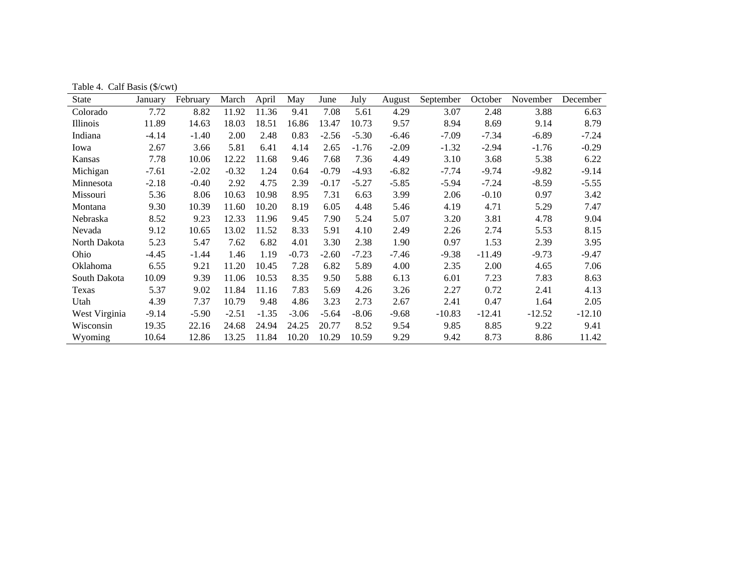Table 4. Calf Basis ($/cwt)

| State | January | February | March | April | May | June | July | August | September | October | November | December |
|---|---|---|---|---|---|---|---|---|---|---|---|---|
| Colorado | 7.72 | 8.82 | 11.92 | 11.36 | 9.41 | 7.08 | 5.61 | 4.29 | 3.07 | 2.48 | 3.88 | 6.63 |
| Illinois | 11.89 | 14.63 | 18.03 | 18.51 | 16.86 | 13.47 | 10.73 | 9.57 | 8.94 | 8.69 | 9.14 | 8.79 |
| Indiana | -4.14 | -1.40 | 2.00 | 2.48 | 0.83 | -2.56 | -5.30 | -6.46 | -7.09 | -7.34 | -6.89 | -7.24 |
| Iowa | 2.67 | 3.66 | 5.81 | 6.41 | 4.14 | 2.65 | -1.76 | -2.09 | -1.32 | -2.94 | -1.76 | -0.29 |
| Kansas | 7.78 | 10.06 | 12.22 | 11.68 | 9.46 | 7.68 | 7.36 | 4.49 | 3.10 | 3.68 | 5.38 | 6.22 |
| Michigan | -7.61 | -2.02 | -0.32 | 1.24 | 0.64 | -0.79 | -4.93 | -6.82 | -7.74 | -9.74 | -9.82 | -9.14 |
| Minnesota | -2.18 | -0.40 | 2.92 | 4.75 | 2.39 | -0.17 | -5.27 | -5.85 | -5.94 | -7.24 | -8.59 | -5.55 |
| Missouri | 5.36 | 8.06 | 10.63 | 10.98 | 8.95 | 7.31 | 6.63 | 3.99 | 2.06 | -0.10 | 0.97 | 3.42 |
| Montana | 9.30 | 10.39 | 11.60 | 10.20 | 8.19 | 6.05 | 4.48 | 5.46 | 4.19 | 4.71 | 5.29 | 7.47 |
| Nebraska | 8.52 | 9.23 | 12.33 | 11.96 | 9.45 | 7.90 | 5.24 | 5.07 | 3.20 | 3.81 | 4.78 | 9.04 |
| Nevada | 9.12 | 10.65 | 13.02 | 11.52 | 8.33 | 5.91 | 4.10 | 2.49 | 2.26 | 2.74 | 5.53 | 8.15 |
| North Dakota | 5.23 | 5.47 | 7.62 | 6.82 | 4.01 | 3.30 | 2.38 | 1.90 | 0.97 | 1.53 | 2.39 | 3.95 |
| Ohio | -4.45 | -1.44 | 1.46 | 1.19 | -0.73 | -2.60 | -7.23 | -7.46 | -9.38 | -11.49 | -9.73 | -9.47 |
| Oklahoma | 6.55 | 9.21 | 11.20 | 10.45 | 7.28 | 6.82 | 5.89 | 4.00 | 2.35 | 2.00 | 4.65 | 7.06 |
| South Dakota | 10.09 | 9.39 | 11.06 | 10.53 | 8.35 | 9.50 | 5.88 | 6.13 | 6.01 | 7.23 | 7.83 | 8.63 |
| Texas | 5.37 | 9.02 | 11.84 | 11.16 | 7.83 | 5.69 | 4.26 | 3.26 | 2.27 | 0.72 | 2.41 | 4.13 |
| Utah | 4.39 | 7.37 | 10.79 | 9.48 | 4.86 | 3.23 | 2.73 | 2.67 | 2.41 | 0.47 | 1.64 | 2.05 |
| West Virginia | -9.14 | -5.90 | -2.51 | -1.35 | -3.06 | -5.64 | -8.06 | -9.68 | -10.83 | -12.41 | -12.52 | -12.10 |
| Wisconsin | 19.35 | 22.16 | 24.68 | 24.94 | 24.25 | 20.77 | 8.52 | 9.54 | 9.85 | 8.85 | 9.22 | 9.41 |
| Wyoming | 10.64 | 12.86 | 13.25 | 11.84 | 10.20 | 10.29 | 10.59 | 9.29 | 9.42 | 8.73 | 8.86 | 11.42 |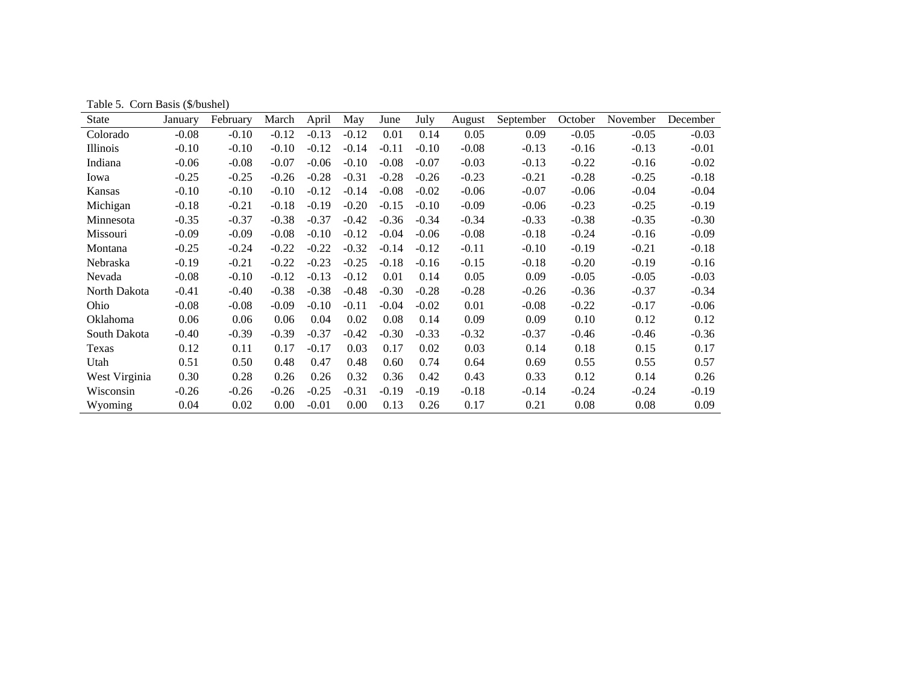Table 5. Corn Basis ($/bushel)

| State | January | February | March | April | May | June | July | August | September | October | November | December |
|---|---|---|---|---|---|---|---|---|---|---|---|---|
| Colorado | -0.08 | -0.10 | -0.12 | -0.13 | -0.12 | 0.01 | 0.14 | 0.05 | 0.09 | -0.05 | -0.05 | -0.03 |
| Illinois | -0.10 | -0.10 | -0.10 | -0.12 | -0.14 | -0.11 | -0.10 | -0.08 | -0.13 | -0.16 | -0.13 | -0.01 |
| Indiana | -0.06 | -0.08 | -0.07 | -0.06 | -0.10 | -0.08 | -0.07 | -0.03 | -0.13 | -0.22 | -0.16 | -0.02 |
| Iowa | -0.25 | -0.25 | -0.26 | -0.28 | -0.31 | -0.28 | -0.26 | -0.23 | -0.21 | -0.28 | -0.25 | -0.18 |
| Kansas | -0.10 | -0.10 | -0.10 | -0.12 | -0.14 | -0.08 | -0.02 | -0.06 | -0.07 | -0.06 | -0.04 | -0.04 |
| Michigan | -0.18 | -0.21 | -0.18 | -0.19 | -0.20 | -0.15 | -0.10 | -0.09 | -0.06 | -0.23 | -0.25 | -0.19 |
| Minnesota | -0.35 | -0.37 | -0.38 | -0.37 | -0.42 | -0.36 | -0.34 | -0.34 | -0.33 | -0.38 | -0.35 | -0.30 |
| Missouri | -0.09 | -0.09 | -0.08 | -0.10 | -0.12 | -0.04 | -0.06 | -0.08 | -0.18 | -0.24 | -0.16 | -0.09 |
| Montana | -0.25 | -0.24 | -0.22 | -0.22 | -0.32 | -0.14 | -0.12 | -0.11 | -0.10 | -0.19 | -0.21 | -0.18 |
| Nebraska | -0.19 | -0.21 | -0.22 | -0.23 | -0.25 | -0.18 | -0.16 | -0.15 | -0.18 | -0.20 | -0.19 | -0.16 |
| Nevada | -0.08 | -0.10 | -0.12 | -0.13 | -0.12 | 0.01 | 0.14 | 0.05 | 0.09 | -0.05 | -0.05 | -0.03 |
| North Dakota | -0.41 | -0.40 | -0.38 | -0.38 | -0.48 | -0.30 | -0.28 | -0.28 | -0.26 | -0.36 | -0.37 | -0.34 |
| Ohio | -0.08 | -0.08 | -0.09 | -0.10 | -0.11 | -0.04 | -0.02 | 0.01 | -0.08 | -0.22 | -0.17 | -0.06 |
| Oklahoma | 0.06 | 0.06 | 0.06 | 0.04 | 0.02 | 0.08 | 0.14 | 0.09 | 0.09 | 0.10 | 0.12 | 0.12 |
| South Dakota | -0.40 | -0.39 | -0.39 | -0.37 | -0.42 | -0.30 | -0.33 | -0.32 | -0.37 | -0.46 | -0.46 | -0.36 |
| Texas | 0.12 | 0.11 | 0.17 | -0.17 | 0.03 | 0.17 | 0.02 | 0.03 | 0.14 | 0.18 | 0.15 | 0.17 |
| Utah | 0.51 | 0.50 | 0.48 | 0.47 | 0.48 | 0.60 | 0.74 | 0.64 | 0.69 | 0.55 | 0.55 | 0.57 |
| West Virginia | 0.30 | 0.28 | 0.26 | 0.26 | 0.32 | 0.36 | 0.42 | 0.43 | 0.33 | 0.12 | 0.14 | 0.26 |
| Wisconsin | -0.26 | -0.26 | -0.26 | -0.25 | -0.31 | -0.19 | -0.19 | -0.18 | -0.14 | -0.24 | -0.24 | -0.19 |
| Wyoming | 0.04 | 0.02 | 0.00 | -0.01 | 0.00 | 0.13 | 0.26 | 0.17 | 0.21 | 0.08 | 0.08 | 0.09 |